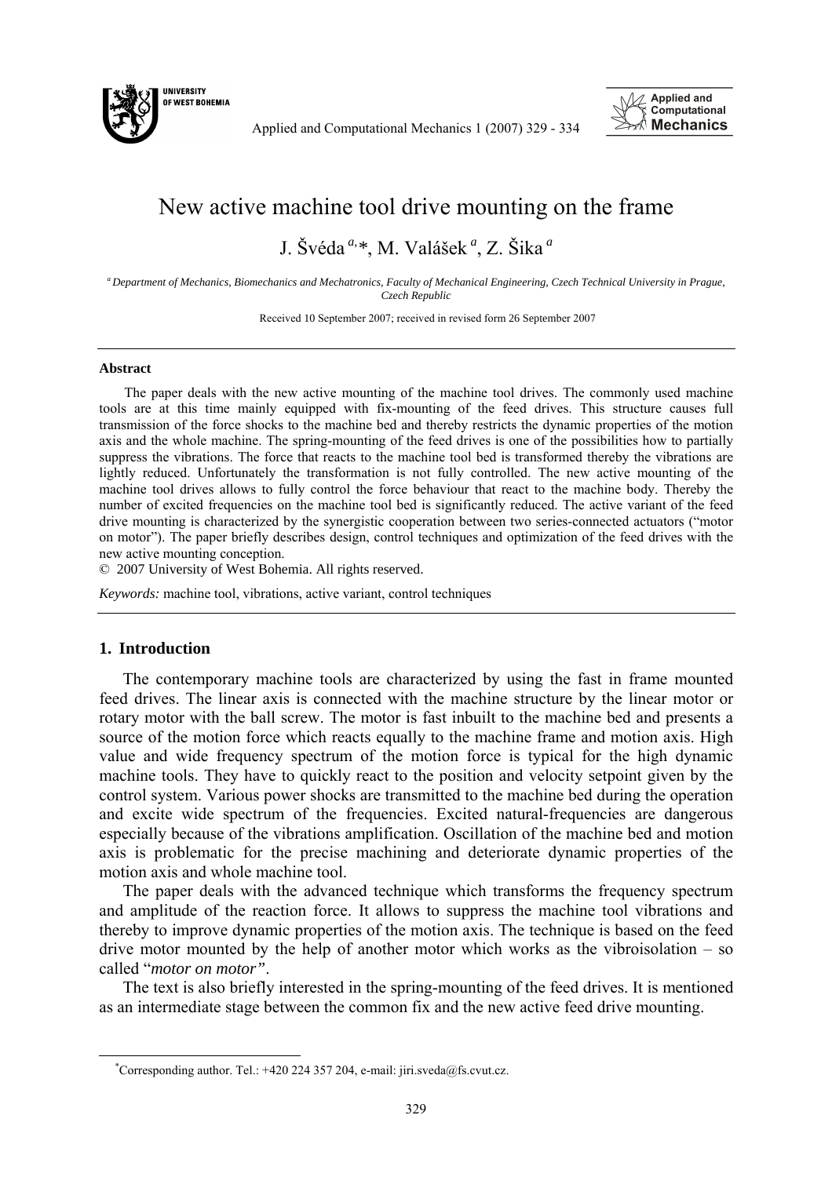# New active machine tool drive mounting on the frame

J. Švéda [a,*], M. Valášek [a], Z. Šika [a]

[a] *Department of Mechanics, Biomechanics and Mechatronics, Faculty of Mechanical Engineering, Czech Technical University in Prague, Czech Republic*

Received 10 September 2007; received in revised form 26 September 2007

---

**Abstract**

The paper deals with the new active mounting of the machine tool drives. The commonly used machine tools are at this time mainly equipped with fix-mounting of the feed drives. This structure causes full transmission of the force shocks to the machine bed and thereby restricts the dynamic properties of the motion axis and the whole machine. The spring-mounting of the feed drives is one of the possibilities how to partially suppress the vibrations. The force that reacts to the machine tool bed is transformed thereby the vibrations are lightly reduced. Unfortunately the transformation is not fully controlled. The new active mounting of the machine tool drives allows to fully control the force behaviour that react to the machine body. Thereby the number of excited frequencies on the machine tool bed is significantly reduced. The active variant of the feed drive mounting is characterized by the synergistic cooperation between two series-connected actuators ("motor on motor"). The paper briefly describes design, control techniques and optimization of the feed drives with the new active mounting conception.

© 2007 University of West Bohemia. All rights reserved.

*Keywords:* machine tool, vibrations, active variant, control techniques

---

## 1. Introduction

The contemporary machine tools are characterized by using the fast in frame mounted feed drives. The linear axis is connected with the machine structure by the linear motor or rotary motor with the ball screw. The motor is fast inbuilt to the machine bed and presents a source of the motion force which reacts equally to the machine frame and motion axis. High value and wide frequency spectrum of the motion force is typical for the high dynamic machine tools. They have to quickly react to the position and velocity setpoint given by the control system. Various power shocks are transmitted to the machine bed during the operation and excite wide spectrum of the frequencies. Excited natural-frequencies are dangerous especially because of the vibrations amplification. Oscillation of the machine bed and motion axis is problematic for the precise machining and deteriorate dynamic properties of the motion axis and whole machine tool.

The paper deals with the advanced technique which transforms the frequency spectrum and amplitude of the reaction force. It allows to suppress the machine tool vibrations and thereby to improve dynamic properties of the motion axis. The technique is based on the feed drive motor mounted by the help of another motor which works as the vibroisolation – so called "*motor on motor*".

The text is also briefly interested in the spring-mounting of the feed drives. It is mentioned as an intermediate stage between the common fix and the new active feed drive mounting.

---

*Corresponding author. Tel.: +420 224 357 204, e-mail: jiri.sveda@fs.cvut.cz.